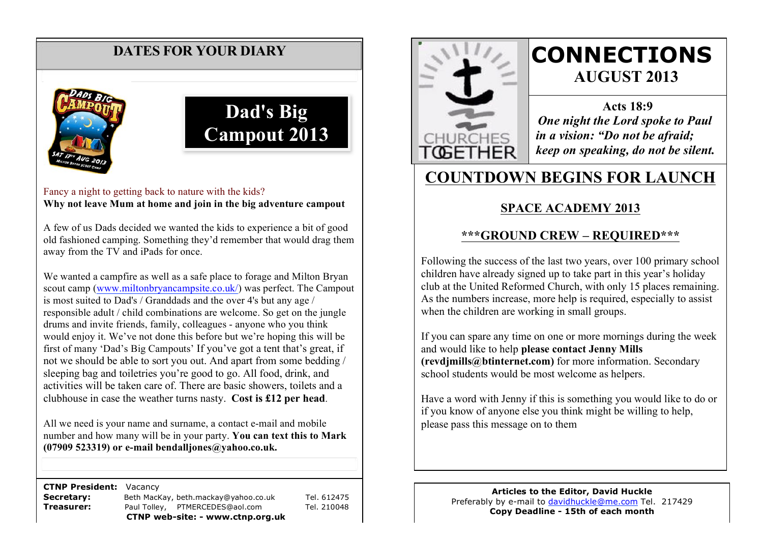## DATES FOR YOUR DIARY

# Dad's Big Campout 2013

Fancy a night to getting back to nature with the kids?
**Why not leave Mum at home and join in the big adventure campout**

A few of us Dads decided we wanted the kids to experience a bit of good old fashioned camping. Something they'd remember that would drag them away from the TV and iPads for once.

We wanted a campfire as well as a safe place to forage and Milton Bryan scout camp (www.miltonbryancampsite.co.uk/) was perfect. The Campout is most suited to Dad's / Granddads and the over 4's but any age / responsible adult / child combinations are welcome. So get on the jungle drums and invite friends, family, colleagues - anyone who you think would enjoy it. We've not done this before but we're hoping this will be first of many 'Dad's Big Campouts' If you've got a tent that's great, if not we should be able to sort you out. And apart from some bedding / sleeping bag and toiletries you're good to go. All food, drink, and activities will be taken care of. There are basic showers, toilets and a clubhouse in case the weather turns nasty. **Cost is £12 per head**.

All we need is your name and surname, a contact e-mail and mobile number and how many will be in your party. **You can text this to Mark (07909 523319) or e-mail bendalljones@yahoo.co.uk.**

| | | |
|---|---|---|
| **CTNP President:** | Vacancy | |
| **Secretary:** | Beth MacKay, beth.mackay@yahoo.co.uk | Tel. 612475 |
| **Treasurer:** | Paul Tolley, PTMERCEDES@aol.com | Tel. 210048 |

**CTNP web-site: - www.ctnp.org.uk**

CHURCHES TOGETHER

# CONNECTIONS
## AUGUST 2013

**Acts 18:9**
***One night the Lord spoke to Paul in a vision: "Do not be afraid; keep on speaking, do not be silent.***

## COUNTDOWN BEGINS FOR LAUNCH

### SPACE ACADEMY 2013

### ***GROUND CREW – REQUIRED***

Following the success of the last two years, over 100 primary school children have already signed up to take part in this year's holiday club at the United Reformed Church, with only 15 places remaining. As the numbers increase, more help is required, especially to assist when the children are working in small groups.

If you can spare any time on one or more mornings during the week and would like to help **please contact Jenny Mills (revdjmills@btinternet.com)** for more information. Secondary school students would be most welcome as helpers.

Have a word with Jenny if this is something you would like to do or if you know of anyone else you think might be willing to help, please pass this message on to them

**Articles to the Editor, David Huckle**
Preferably by e-mail to davidhuckle@me.com Tel. 217429
**Copy Deadline - 15th of each month**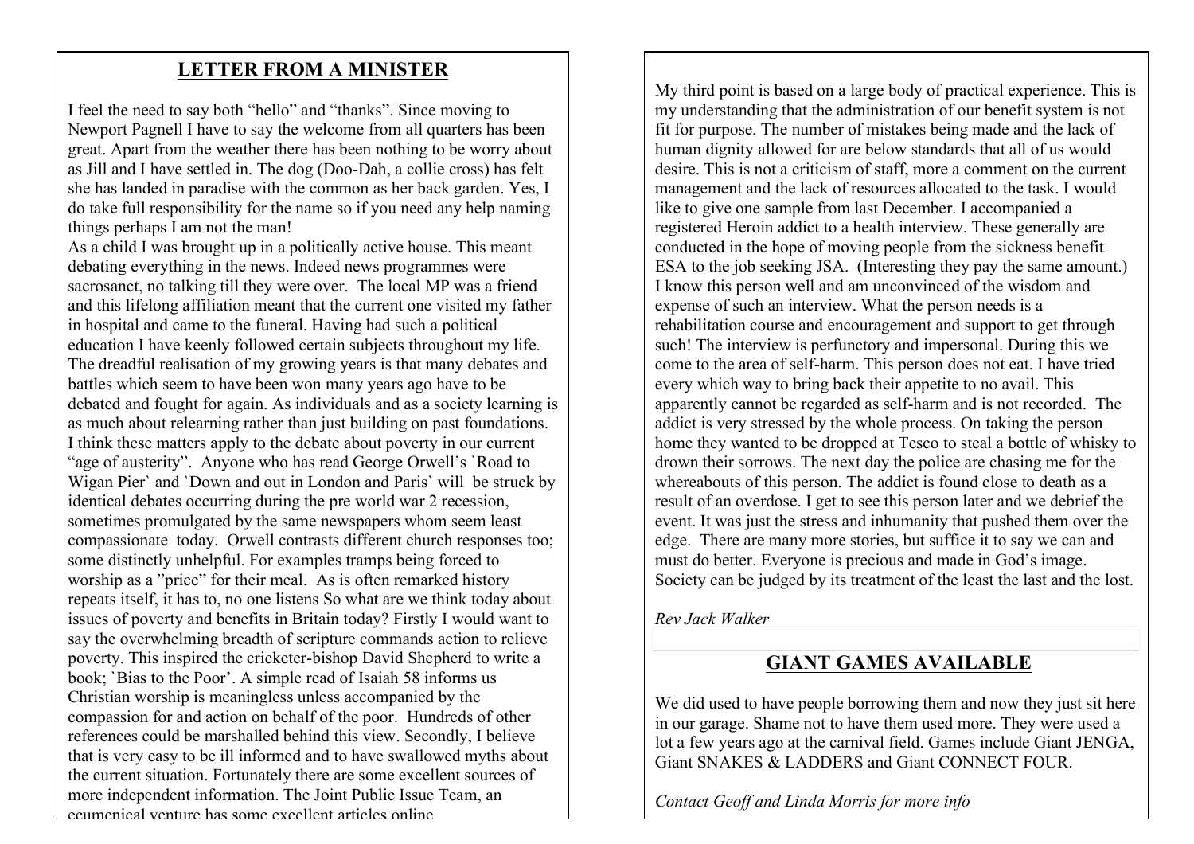## LETTER FROM A MINISTER

I feel the need to say both "hello" and "thanks". Since moving to Newport Pagnell I have to say the welcome from all quarters has been great. Apart from the weather there has been nothing to be worry about as Jill and I have settled in. The dog (Doo-Dah, a collie cross) has felt she has landed in paradise with the common as her back garden. Yes, I do take full responsibility for the name so if you need any help naming things perhaps I am not the man!

As a child I was brought up in a politically active house. This meant debating everything in the news. Indeed news programmes were sacrosanct, no talking till they were over. The local MP was a friend and this lifelong affiliation meant that the current one visited my father in hospital and came to the funeral. Having had such a political education I have keenly followed certain subjects throughout my life. The dreadful realisation of my growing years is that many debates and battles which seem to have been won many years ago have to be debated and fought for again. As individuals and as a society learning is as much about relearning rather than just building on past foundations. I think these matters apply to the debate about poverty in our current "age of austerity". Anyone who has read George Orwell's `Road to Wigan Pier` and `Down and out in London and Paris` will be struck by identical debates occurring during the pre world war 2 recession, sometimes promulgated by the same newspapers whom seem least compassionate today. Orwell contrasts different church responses too; some distinctly unhelpful. For examples tramps being forced to worship as a "price" for their meal. As is often remarked history repeats itself, it has to, no one listens So what are we think today about issues of poverty and benefits in Britain today? Firstly I would want to say the overwhelming breadth of scripture commands action to relieve poverty. This inspired the cricketer-bishop David Shepherd to write a book; `Bias to the Poor'. A simple read of Isaiah 58 informs us Christian worship is meaningless unless accompanied by the compassion for and action on behalf of the poor. Hundreds of other references could be marshalled behind this view. Secondly, I believe that is very easy to be ill informed and to have swallowed myths about the current situation. Fortunately there are some excellent sources of more independent information. The Joint Public Issue Team, an ecumenical venture has some excellent articles online.

My third point is based on a large body of practical experience. This is my understanding that the administration of our benefit system is not fit for purpose. The number of mistakes being made and the lack of human dignity allowed for are below standards that all of us would desire. This is not a criticism of staff, more a comment on the current management and the lack of resources allocated to the task. I would like to give one sample from last December. I accompanied a registered Heroin addict to a health interview. These generally are conducted in the hope of moving people from the sickness benefit ESA to the job seeking JSA. (Interesting they pay the same amount.) I know this person well and am unconvinced of the wisdom and expense of such an interview. What the person needs is a rehabilitation course and encouragement and support to get through such! The interview is perfunctory and impersonal. During this we come to the area of self-harm. This person does not eat. I have tried every which way to bring back their appetite to no avail. This apparently cannot be regarded as self-harm and is not recorded. The addict is very stressed by the whole process. On taking the person home they wanted to be dropped at Tesco to steal a bottle of whisky to drown their sorrows. The next day the police are chasing me for the whereabouts of this person. The addict is found close to death as a result of an overdose. I get to see this person later and we debrief the event. It was just the stress and inhumanity that pushed them over the edge. There are many more stories, but suffice it to say we can and must do better. Everyone is precious and made in God's image. Society can be judged by its treatment of the least the last and the lost.

*Rev Jack Walker*

## GIANT GAMES AVAILABLE

We did used to have people borrowing them and now they just sit here in our garage. Shame not to have them used more. They were used a lot a few years ago at the carnival field. Games include Giant JENGA, Giant SNAKES & LADDERS and Giant CONNECT FOUR.

*Contact Geoff and Linda Morris for more info*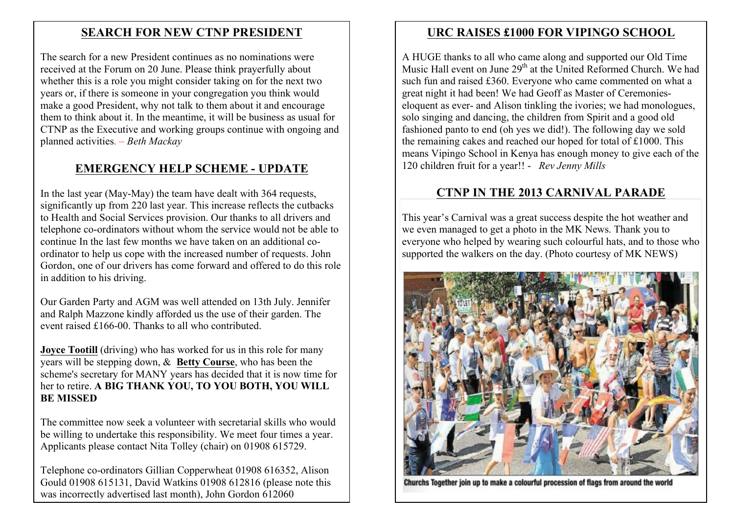## SEARCH FOR NEW CTNP PRESIDENT

The search for a new President continues as no nominations were received at the Forum on 20 June. Please think prayerfully about whether this is a role you might consider taking on for the next two years or, if there is someone in your congregation you think would make a good President, why not talk to them about it and encourage them to think about it. In the meantime, it will be business as usual for CTNP as the Executive and working groups continue with ongoing and planned activities. – *Beth Mackay*

## EMERGENCY HELP SCHEME - UPDATE

In the last year (May-May) the team have dealt with 364 requests, significantly up from 220 last year. This increase reflects the cutbacks to Health and Social Services provision. Our thanks to all drivers and telephone co-ordinators without whom the service would not be able to continue In the last few months we have taken on an additional co-ordinator to help us cope with the increased number of requests. John Gordon, one of our drivers has come forward and offered to do this role in addition to his driving.

Our Garden Party and AGM was well attended on 13th July. Jennifer and Ralph Mazzone kindly afforded us the use of their garden. The event raised £166-00. Thanks to all who contributed.

**Joyce Tootill** (driving) who has worked for us in this role for many years will be stepping down, & **Betty Course**, who has been the scheme's secretary for MANY years has decided that it is now time for her to retire. **A BIG THANK YOU, TO YOU BOTH, YOU WILL BE MISSED**

The committee now seek a volunteer with secretarial skills who would be willing to undertake this responsibility. We meet four times a year. Applicants please contact Nita Tolley (chair) on 01908 615729.

Telephone co-ordinators Gillian Copperwheat 01908 616352, Alison Gould 01908 615131, David Watkins 01908 612816 (please note this was incorrectly advertised last month), John Gordon 612060

## URC RAISES £1000 FOR VIPINGO SCHOOL

A HUGE thanks to all who came along and supported our Old Time Music Hall event on June 29th at the United Reformed Church. We had such fun and raised £360. Everyone who came commented on what a great night it had been! We had Geoff as Master of Ceremonies- eloquent as ever- and Alison tinkling the ivories; we had monologues, solo singing and dancing, the children from Spirit and a good old fashioned panto to end (oh yes we did!). The following day we sold the remaining cakes and reached our hoped for total of £1000. This means Vipingo School in Kenya has enough money to give each of the 120 children fruit for a year!! - *Rev Jenny Mills*

## CTNP IN THE 2013 CARNIVAL PARADE

This year's Carnival was a great success despite the hot weather and we even managed to get a photo in the MK News. Thank you to everyone who helped by wearing such colourful hats, and to those who supported the walkers on the day. (Photo courtesy of MK NEWS)

Churchs Together join up to make a colourful procession of flags from around the world